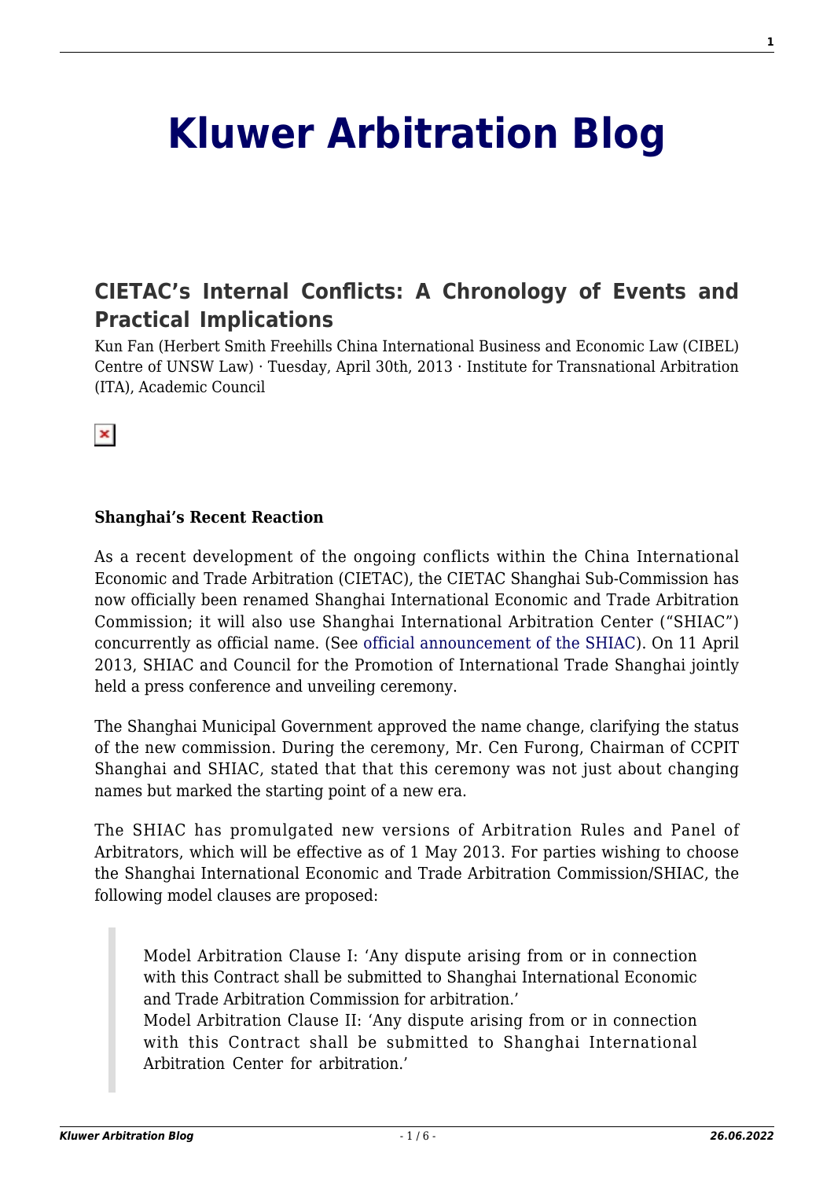# Kluwer Arbitration Blog

## CIETAC's Internal Conflicts: A Chronology of Events and Practical Implications

Kun Fan (Herbert Smith Freehills China International Business and Economic Law (CIBEL) Centre of UNSW Law) · Tuesday, April 30th, 2013 · Institute for Transnational Arbitration (ITA), Academic Council

**Shanghai's Recent Reaction**

As a recent development of the ongoing conflicts within the China International Economic and Trade Arbitration (CIETAC), the CIETAC Shanghai Sub-Commission has now officially been renamed Shanghai International Economic and Trade Arbitration Commission; it will also use Shanghai International Arbitration Center ("SHIAC") concurrently as official name. (See official announcement of the SHIAC). On 11 April 2013, SHIAC and Council for the Promotion of International Trade Shanghai jointly held a press conference and unveiling ceremony.

The Shanghai Municipal Government approved the name change, clarifying the status of the new commission. During the ceremony, Mr. Cen Furong, Chairman of CCPIT Shanghai and SHIAC, stated that that this ceremony was not just about changing names but marked the starting point of a new era.

The SHIAC has promulgated new versions of Arbitration Rules and Panel of Arbitrators, which will be effective as of 1 May 2013. For parties wishing to choose the Shanghai International Economic and Trade Arbitration Commission/SHIAC, the following model clauses are proposed:

> Model Arbitration Clause I: 'Any dispute arising from or in connection with this Contract shall be submitted to Shanghai International Economic and Trade Arbitration Commission for arbitration.'
> Model Arbitration Clause II: 'Any dispute arising from or in connection with this Contract shall be submitted to Shanghai International Arbitration Center for arbitration.'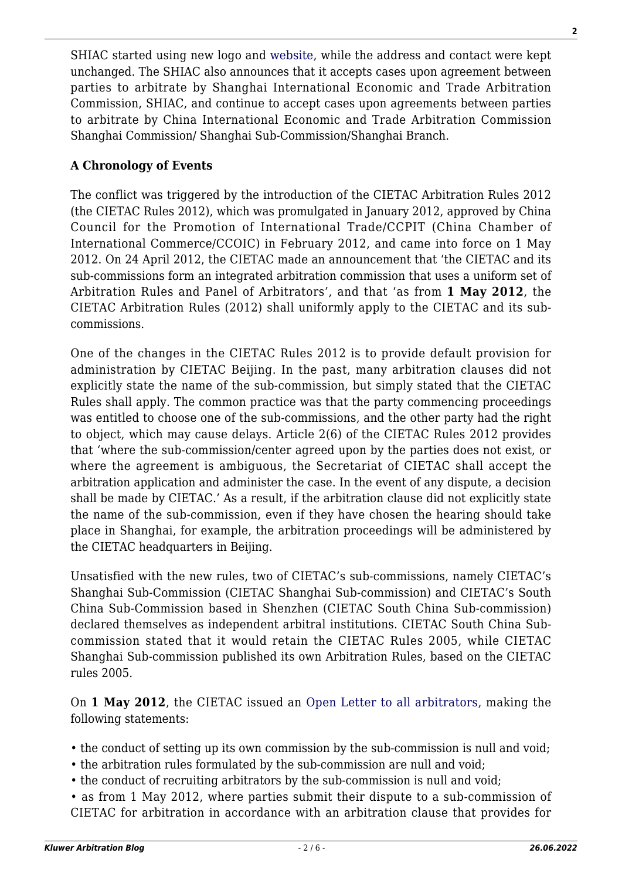SHIAC started using new logo and website, while the address and contact were kept unchanged. The SHIAC also announces that it accepts cases upon agreement between parties to arbitrate by Shanghai International Economic and Trade Arbitration Commission, SHIAC, and continue to accept cases upon agreements between parties to arbitrate by China International Economic and Trade Arbitration Commission Shanghai Commission/ Shanghai Sub-Commission/Shanghai Branch.

**A Chronology of Events**

The conflict was triggered by the introduction of the CIETAC Arbitration Rules 2012 (the CIETAC Rules 2012), which was promulgated in January 2012, approved by China Council for the Promotion of International Trade/CCPIT (China Chamber of International Commerce/CCOIC) in February 2012, and came into force on 1 May 2012. On 24 April 2012, the CIETAC made an announcement that 'the CIETAC and its sub-commissions form an integrated arbitration commission that uses a uniform set of Arbitration Rules and Panel of Arbitrators', and that 'as from **1 May 2012**, the CIETAC Arbitration Rules (2012) shall uniformly apply to the CIETAC and its sub-commissions.

One of the changes in the CIETAC Rules 2012 is to provide default provision for administration by CIETAC Beijing. In the past, many arbitration clauses did not explicitly state the name of the sub-commission, but simply stated that the CIETAC Rules shall apply. The common practice was that the party commencing proceedings was entitled to choose one of the sub-commissions, and the other party had the right to object, which may cause delays. Article 2(6) of the CIETAC Rules 2012 provides that 'where the sub-commission/center agreed upon by the parties does not exist, or where the agreement is ambiguous, the Secretariat of CIETAC shall accept the arbitration application and administer the case. In the event of any dispute, a decision shall be made by CIETAC.' As a result, if the arbitration clause did not explicitly state the name of the sub-commission, even if they have chosen the hearing should take place in Shanghai, for example, the arbitration proceedings will be administered by the CIETAC headquarters in Beijing.

Unsatisfied with the new rules, two of CIETAC's sub-commissions, namely CIETAC's Shanghai Sub-Commission (CIETAC Shanghai Sub-commission) and CIETAC's South China Sub-Commission based in Shenzhen (CIETAC South China Sub-commission) declared themselves as independent arbitral institutions. CIETAC South China Sub-commission stated that it would retain the CIETAC Rules 2005, while CIETAC Shanghai Sub-commission published its own Arbitration Rules, based on the CIETAC rules 2005.

On **1 May 2012**, the CIETAC issued an Open Letter to all arbitrators, making the following statements:

- the conduct of setting up its own commission by the sub-commission is null and void;
- the arbitration rules formulated by the sub-commission are null and void;
- the conduct of recruiting arbitrators by the sub-commission is null and void;
- as from 1 May 2012, where parties submit their dispute to a sub-commission of CIETAC for arbitration in accordance with an arbitration clause that provides for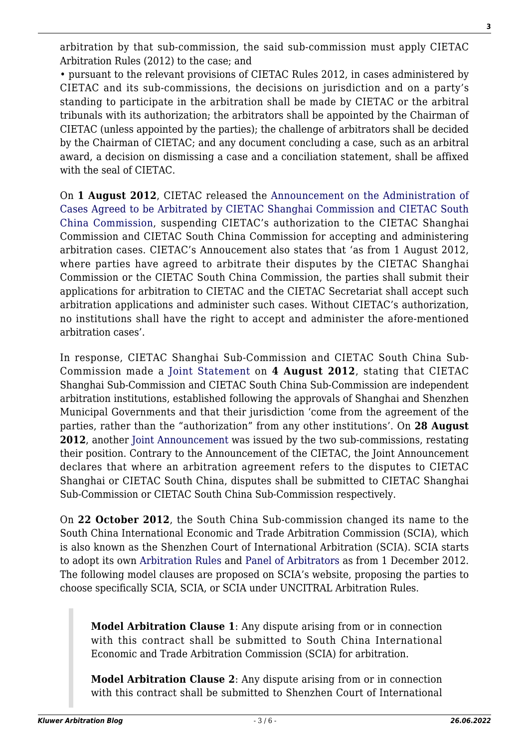arbitration by that sub-commission, the said sub-commission must apply CIETAC Arbitration Rules (2012) to the case; and

- pursuant to the relevant provisions of CIETAC Rules 2012, in cases administered by CIETAC and its sub-commissions, the decisions on jurisdiction and on a party's standing to participate in the arbitration shall be made by CIETAC or the arbitral tribunals with its authorization; the arbitrators shall be appointed by the Chairman of CIETAC (unless appointed by the parties); the challenge of arbitrators shall be decided by the Chairman of CIETAC; and any document concluding a case, such as an arbitral award, a decision on dismissing a case and a conciliation statement, shall be affixed with the seal of CIETAC.

On **1 August 2012**, CIETAC released the Announcement on the Administration of Cases Agreed to be Arbitrated by CIETAC Shanghai Commission and CIETAC South China Commission, suspending CIETAC's authorization to the CIETAC Shanghai Commission and CIETAC South China Commission for accepting and administering arbitration cases. CIETAC's Annoucement also states that 'as from 1 August 2012, where parties have agreed to arbitrate their disputes by the CIETAC Shanghai Commission or the CIETAC South China Commission, the parties shall submit their applications for arbitration to CIETAC and the CIETAC Secretariat shall accept such arbitration applications and administer such cases. Without CIETAC's authorization, no institutions shall have the right to accept and administer the afore-mentioned arbitration cases'.

In response, CIETAC Shanghai Sub-Commission and CIETAC South China Sub-Commission made a Joint Statement on **4 August 2012**, stating that CIETAC Shanghai Sub-Commission and CIETAC South China Sub-Commission are independent arbitration institutions, established following the approvals of Shanghai and Shenzhen Municipal Governments and that their jurisdiction 'come from the agreement of the parties, rather than the "authorization" from any other institutions'. On **28 August 2012**, another Joint Announcement was issued by the two sub-commissions, restating their position. Contrary to the Announcement of the CIETAC, the Joint Announcement declares that where an arbitration agreement refers to the disputes to CIETAC Shanghai or CIETAC South China, disputes shall be submitted to CIETAC Shanghai Sub-Commission or CIETAC South China Sub-Commission respectively.

On **22 October 2012**, the South China Sub-commission changed its name to the South China International Economic and Trade Arbitration Commission (SCIA), which is also known as the Shenzhen Court of International Arbitration (SCIA). SCIA starts to adopt its own Arbitration Rules and Panel of Arbitrators as from 1 December 2012. The following model clauses are proposed on SCIA's website, proposing the parties to choose specifically SCIA, SCIA, or SCIA under UNCITRAL Arbitration Rules.

> **Model Arbitration Clause 1**: Any dispute arising from or in connection with this contract shall be submitted to South China International Economic and Trade Arbitration Commission (SCIA) for arbitration.
>
> **Model Arbitration Clause 2**: Any dispute arising from or in connection with this contract shall be submitted to Shenzhen Court of International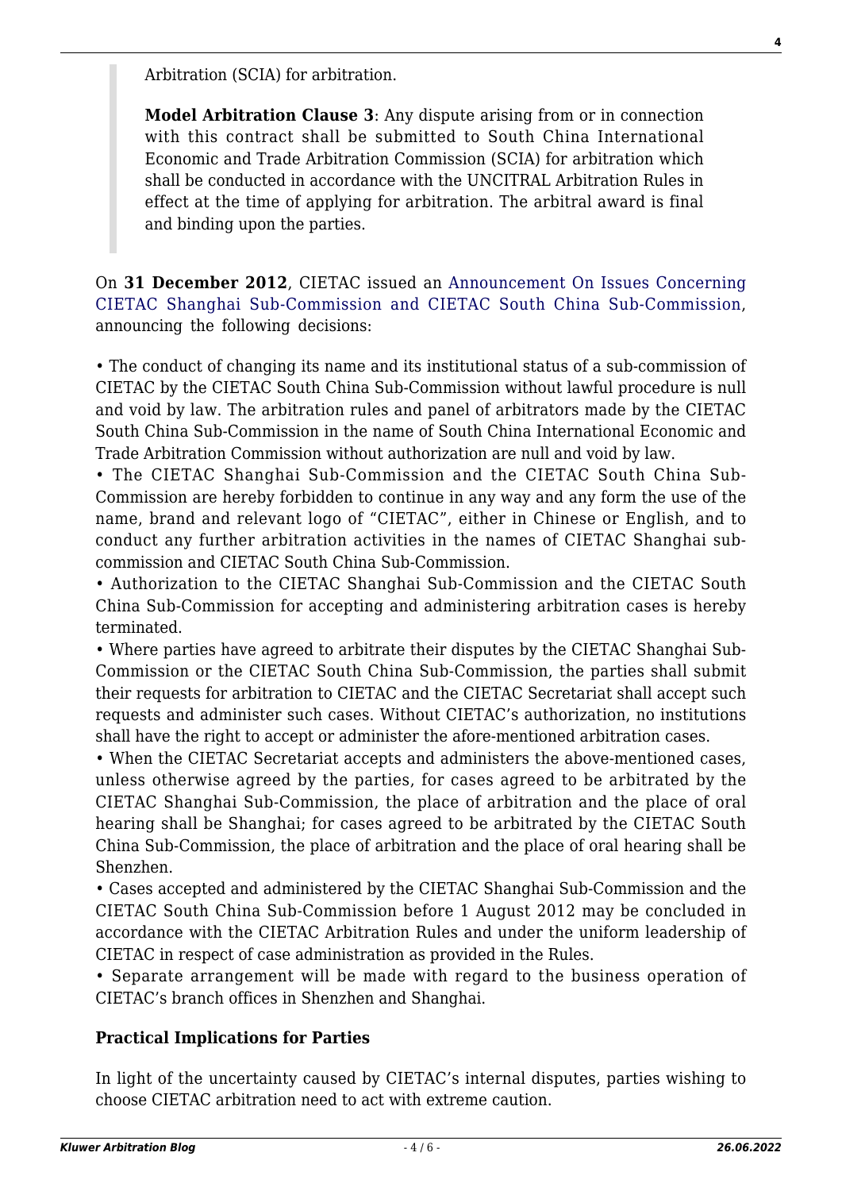> Arbitration (SCIA) for arbitration.
>
> **Model Arbitration Clause 3**: Any dispute arising from or in connection with this contract shall be submitted to South China International Economic and Trade Arbitration Commission (SCIA) for arbitration which shall be conducted in accordance with the UNCITRAL Arbitration Rules in effect at the time of applying for arbitration. The arbitral award is final and binding upon the parties.

On **31 December 2012**, CIETAC issued an Announcement On Issues Concerning CIETAC Shanghai Sub-Commission and CIETAC South China Sub-Commission, announcing the following decisions:

- The conduct of changing its name and its institutional status of a sub-commission of CIETAC by the CIETAC South China Sub-Commission without lawful procedure is null and void by law. The arbitration rules and panel of arbitrators made by the CIETAC South China Sub-Commission in the name of South China International Economic and Trade Arbitration Commission without authorization are null and void by law.
- The CIETAC Shanghai Sub-Commission and the CIETAC South China Sub-Commission are hereby forbidden to continue in any way and any form the use of the name, brand and relevant logo of "CIETAC", either in Chinese or English, and to conduct any further arbitration activities in the names of CIETAC Shanghai sub-commission and CIETAC South China Sub-Commission.
- Authorization to the CIETAC Shanghai Sub-Commission and the CIETAC South China Sub-Commission for accepting and administering arbitration cases is hereby terminated.
- Where parties have agreed to arbitrate their disputes by the CIETAC Shanghai Sub-Commission or the CIETAC South China Sub-Commission, the parties shall submit their requests for arbitration to CIETAC and the CIETAC Secretariat shall accept such requests and administer such cases. Without CIETAC's authorization, no institutions shall have the right to accept or administer the afore-mentioned arbitration cases.
- When the CIETAC Secretariat accepts and administers the above-mentioned cases, unless otherwise agreed by the parties, for cases agreed to be arbitrated by the CIETAC Shanghai Sub-Commission, the place of arbitration and the place of oral hearing shall be Shanghai; for cases agreed to be arbitrated by the CIETAC South China Sub-Commission, the place of arbitration and the place of oral hearing shall be Shenzhen.
- Cases accepted and administered by the CIETAC Shanghai Sub-Commission and the CIETAC South China Sub-Commission before 1 August 2012 may be concluded in accordance with the CIETAC Arbitration Rules and under the uniform leadership of CIETAC in respect of case administration as provided in the Rules.
- Separate arrangement will be made with regard to the business operation of CIETAC's branch offices in Shenzhen and Shanghai.

### Practical Implications for Parties

In light of the uncertainty caused by CIETAC's internal disputes, parties wishing to choose CIETAC arbitration need to act with extreme caution.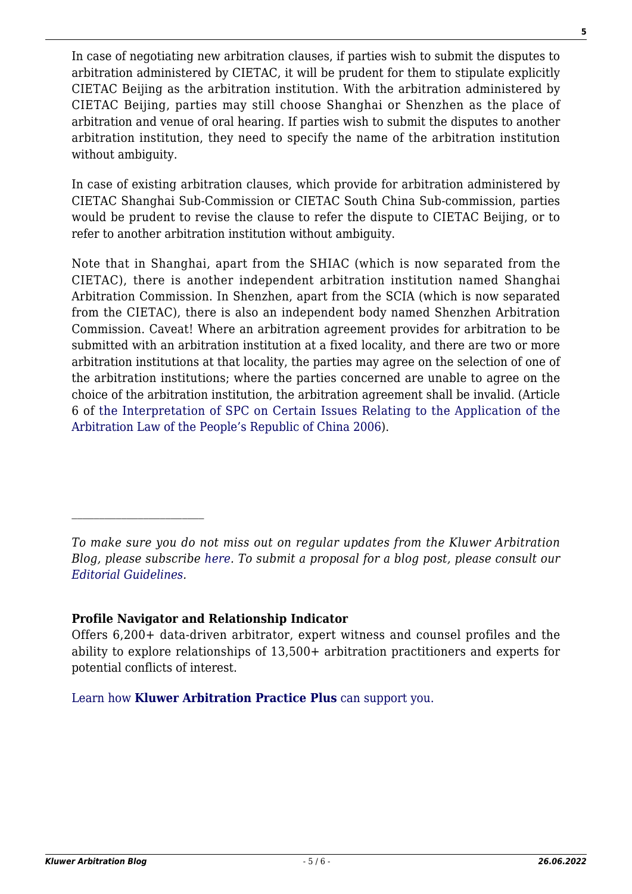In case of negotiating new arbitration clauses, if parties wish to submit the disputes to arbitration administered by CIETAC, it will be prudent for them to stipulate explicitly CIETAC Beijing as the arbitration institution. With the arbitration administered by CIETAC Beijing, parties may still choose Shanghai or Shenzhen as the place of arbitration and venue of oral hearing. If parties wish to submit the disputes to another arbitration institution, they need to specify the name of the arbitration institution without ambiguity.

In case of existing arbitration clauses, which provide for arbitration administered by CIETAC Shanghai Sub-Commission or CIETAC South China Sub-commission, parties would be prudent to revise the clause to refer the dispute to CIETAC Beijing, or to refer to another arbitration institution without ambiguity.

Note that in Shanghai, apart from the SHIAC (which is now separated from the CIETAC), there is another independent arbitration institution named Shanghai Arbitration Commission. In Shenzhen, apart from the SCIA (which is now separated from the CIETAC), there is also an independent body named Shenzhen Arbitration Commission. Caveat! Where an arbitration agreement provides for arbitration to be submitted with an arbitration institution at a fixed locality, and there are two or more arbitration institutions at that locality, the parties may agree on the selection of one of the arbitration institutions; where the parties concerned are unable to agree on the choice of the arbitration institution, the arbitration agreement shall be invalid. (Article 6 of the Interpretation of SPC on Certain Issues Relating to the Application of the Arbitration Law of the People's Republic of China 2006).

---

*To make sure you do not miss out on regular updates from the Kluwer Arbitration Blog, please subscribe here. To submit a proposal for a blog post, please consult our Editorial Guidelines.*

**Profile Navigator and Relationship Indicator**

Offers 6,200+ data-driven arbitrator, expert witness and counsel profiles and the ability to explore relationships of 13,500+ arbitration practitioners and experts for potential conflicts of interest.

Learn how **Kluwer Arbitration Practice Plus** can support you.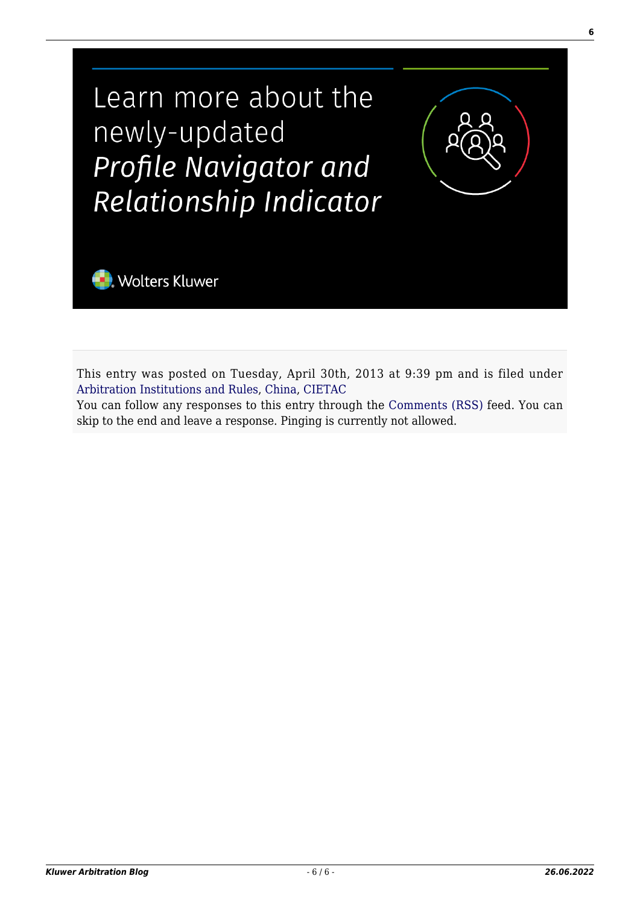Learn more about the newly-updated *Profile Navigator and Relationship Indicator*

Wolters Kluwer

This entry was posted on Tuesday, April 30th, 2013 at 9:39 pm and is filed under Arbitration Institutions and Rules, China, CIETAC
You can follow any responses to this entry through the Comments (RSS) feed. You can skip to the end and leave a response. Pinging is currently not allowed.